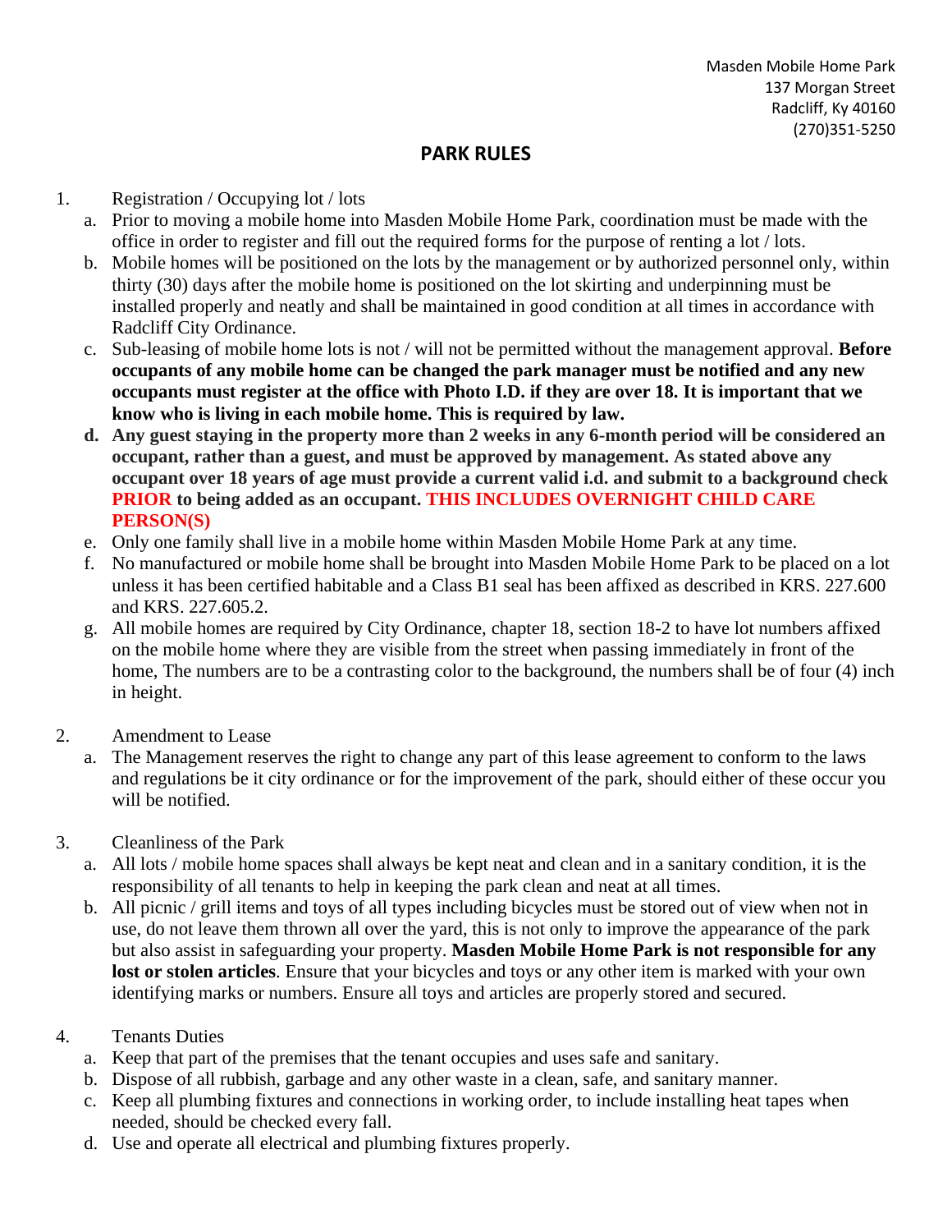Masden Mobile Home Park
137 Morgan Street
Radcliff, Ky 40160
(270)351-5250

## PARK RULES

1. Registration / Occupying lot / lots
   a. Prior to moving a mobile home into Masden Mobile Home Park, coordination must be made with the office in order to register and fill out the required forms for the purpose of renting a lot / lots.
   b. Mobile homes will be positioned on the lots by the management or by authorized personnel only, within thirty (30) days after the mobile home is positioned on the lot skirting and underpinning must be installed properly and neatly and shall be maintained in good condition at all times in accordance with Radcliff City Ordinance.
   c. Sub-leasing of mobile home lots is not / will not be permitted without the management approval. **Before occupants of any mobile home can be changed the park manager must be notified and any new occupants must register at the office with Photo I.D. if they are over 18. It is important that we know who is living in each mobile home. This is required by law.**
   d. **Any guest staying in the property more than 2 weeks in any 6-month period will be considered an occupant, rather than a guest, and must be approved by management. As stated above any occupant over 18 years of age must provide a current valid i.d. and submit to a background check PRIOR to being added as an occupant. THIS INCLUDES OVERNIGHT CHILD CARE PERSON(S)**
   e. Only one family shall live in a mobile home within Masden Mobile Home Park at any time.
   f. No manufactured or mobile home shall be brought into Masden Mobile Home Park to be placed on a lot unless it has been certified habitable and a Class B1 seal has been affixed as described in KRS. 227.600 and KRS. 227.605.2.
   g. All mobile homes are required by City Ordinance, chapter 18, section 18-2 to have lot numbers affixed on the mobile home where they are visible from the street when passing immediately in front of the home, The numbers are to be a contrasting color to the background, the numbers shall be of four (4) inch in height.

2. Amendment to Lease
   a. The Management reserves the right to change any part of this lease agreement to conform to the laws and regulations be it city ordinance or for the improvement of the park, should either of these occur you will be notified.

3. Cleanliness of the Park
   a. All lots / mobile home spaces shall always be kept neat and clean and in a sanitary condition, it is the responsibility of all tenants to help in keeping the park clean and neat at all times.
   b. All picnic / grill items and toys of all types including bicycles must be stored out of view when not in use, do not leave them thrown all over the yard, this is not only to improve the appearance of the park but also assist in safeguarding your property. **Masden Mobile Home Park is not responsible for any lost or stolen articles**. Ensure that your bicycles and toys or any other item is marked with your own identifying marks or numbers. Ensure all toys and articles are properly stored and secured.

4. Tenants Duties
   a. Keep that part of the premises that the tenant occupies and uses safe and sanitary.
   b. Dispose of all rubbish, garbage and any other waste in a clean, safe, and sanitary manner.
   c. Keep all plumbing fixtures and connections in working order, to include installing heat tapes when needed, should be checked every fall.
   d. Use and operate all electrical and plumbing fixtures properly.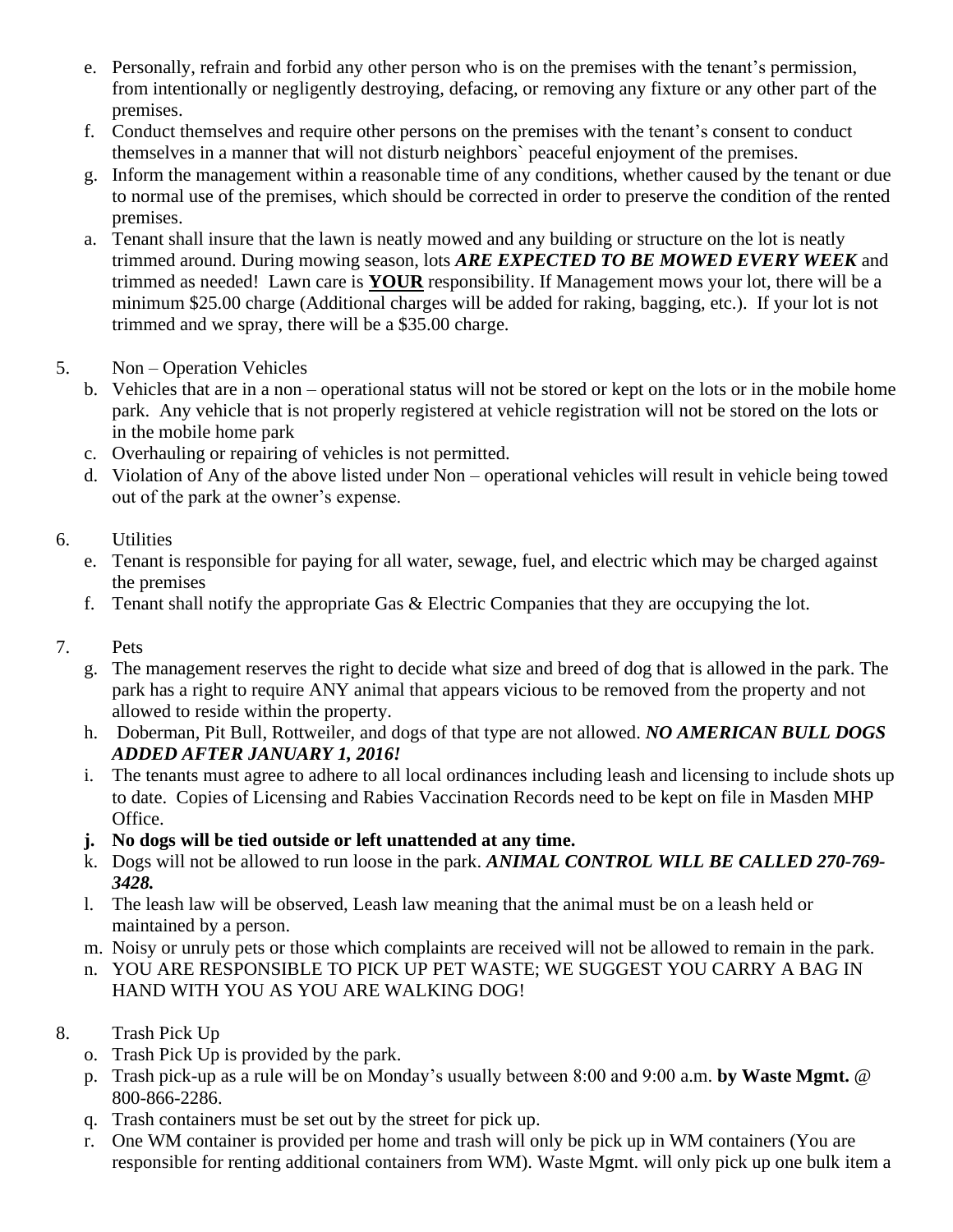e. Personally, refrain and forbid any other person who is on the premises with the tenant's permission, from intentionally or negligently destroying, defacing, or removing any fixture or any other part of the premises.
f. Conduct themselves and require other persons on the premises with the tenant's consent to conduct themselves in a manner that will not disturb neighbors` peaceful enjoyment of the premises.
g. Inform the management within a reasonable time of any conditions, whether caused by the tenant or due to normal use of the premises, which should be corrected in order to preserve the condition of the rented premises.
a. Tenant shall insure that the lawn is neatly mowed and any building or structure on the lot is neatly trimmed around. During mowing season, lots ***ARE EXPECTED TO BE MOWED EVERY WEEK*** and trimmed as needed! Lawn care is **<u>YOUR</u>** responsibility. If Management mows your lot, there will be a minimum $25.00 charge (Additional charges will be added for raking, bagging, etc.). If your lot is not trimmed and we spray, there will be a $35.00 charge.

5. Non – Operation Vehicles
   b. Vehicles that are in a non – operational status will not be stored or kept on the lots or in the mobile home park. Any vehicle that is not properly registered at vehicle registration will not be stored on the lots or in the mobile home park
   c. Overhauling or repairing of vehicles is not permitted.
   d. Violation of Any of the above listed under Non – operational vehicles will result in vehicle being towed out of the park at the owner's expense.

6. Utilities
   e. Tenant is responsible for paying for all water, sewage, fuel, and electric which may be charged against the premises
   f. Tenant shall notify the appropriate Gas & Electric Companies that they are occupying the lot.

7. Pets
   g. The management reserves the right to decide what size and breed of dog that is allowed in the park. The park has a right to require ANY animal that appears vicious to be removed from the property and not allowed to reside within the property.
   h. Doberman, Pit Bull, Rottweiler, and dogs of that type are not allowed. ***NO AMERICAN BULL DOGS ADDED AFTER JANUARY 1, 2016!***
   i. The tenants must agree to adhere to all local ordinances including leash and licensing to include shots up to date. Copies of Licensing and Rabies Vaccination Records need to be kept on file in Masden MHP Office.
   **j. No dogs will be tied outside or left unattended at any time.**
   k. Dogs will not be allowed to run loose in the park. ***ANIMAL CONTROL WILL BE CALLED 270-769-3428.***
   l. The leash law will be observed, Leash law meaning that the animal must be on a leash held or maintained by a person.
   m. Noisy or unruly pets or those which complaints are received will not be allowed to remain in the park.
   n. YOU ARE RESPONSIBLE TO PICK UP PET WASTE; WE SUGGEST YOU CARRY A BAG IN HAND WITH YOU AS YOU ARE WALKING DOG!

8. Trash Pick Up
   o. Trash Pick Up is provided by the park.
   p. Trash pick-up as a rule will be on Monday's usually between 8:00 and 9:00 a.m. **by Waste Mgmt.** @ 800-866-2286.
   q. Trash containers must be set out by the street for pick up.
   r. One WM container is provided per home and trash will only be pick up in WM containers (You are responsible for renting additional containers from WM). Waste Mgmt. will only pick up one bulk item a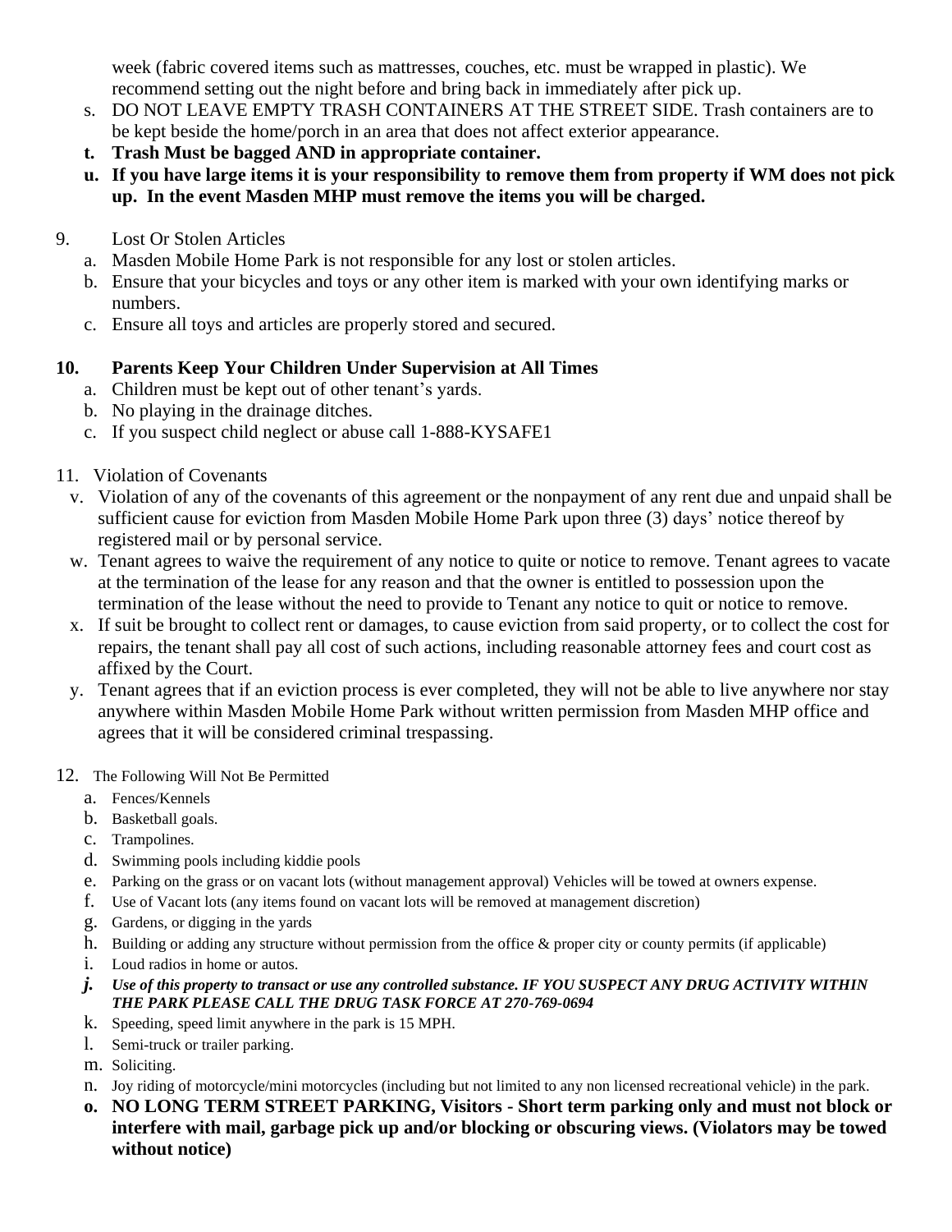week (fabric covered items such as mattresses, couches, etc. must be wrapped in plastic). We recommend setting out the night before and bring back in immediately after pick up.

s. DO NOT LEAVE EMPTY TRASH CONTAINERS AT THE STREET SIDE. Trash containers are to be kept beside the home/porch in an area that does not affect exterior appearance.

t. **Trash Must be bagged AND in appropriate container.**

u. **If you have large items it is your responsibility to remove them from property if WM does not pick up. In the event Masden MHP must remove the items you will be charged.**

9. Lost Or Stolen Articles
   a. Masden Mobile Home Park is not responsible for any lost or stolen articles.
   b. Ensure that your bicycles and toys or any other item is marked with your own identifying marks or numbers.
   c. Ensure all toys and articles are properly stored and secured.

10. **Parents Keep Your Children Under Supervision at All Times**
    a. Children must be kept out of other tenant's yards.
    b. No playing in the drainage ditches.
    c. If you suspect child neglect or abuse call 1-888-KYSAFE1

11. Violation of Covenants
    v. Violation of any of the covenants of this agreement or the nonpayment of any rent due and unpaid shall be sufficient cause for eviction from Masden Mobile Home Park upon three (3) days' notice thereof by registered mail or by personal service.
    w. Tenant agrees to waive the requirement of any notice to quite or notice to remove. Tenant agrees to vacate at the termination of the lease for any reason and that the owner is entitled to possession upon the termination of the lease without the need to provide to Tenant any notice to quit or notice to remove.
    x. If suit be brought to collect rent or damages, to cause eviction from said property, or to collect the cost for repairs, the tenant shall pay all cost of such actions, including reasonable attorney fees and court cost as affixed by the Court.
    y. Tenant agrees that if an eviction process is ever completed, they will not be able to live anywhere nor stay anywhere within Masden Mobile Home Park without written permission from Masden MHP office and agrees that it will be considered criminal trespassing.

12. The Following Will Not Be Permitted
    a. Fences/Kennels
    b. Basketball goals.
    c. Trampolines.
    d. Swimming pools including kiddie pools
    e. Parking on the grass or on vacant lots (without management approval) Vehicles will be towed at owners expense.
    f. Use of Vacant lots (any items found on vacant lots will be removed at management discretion)
    g. Gardens, or digging in the yards
    h. Building or adding any structure without permission from the office & proper city or county permits (if applicable)
    i. Loud radios in home or autos.
    j. ***Use of this property to transact or use any controlled substance. IF YOU SUSPECT ANY DRUG ACTIVITY WITHIN THE PARK PLEASE CALL THE DRUG TASK FORCE AT 270-769-0694***
    k. Speeding, speed limit anywhere in the park is 15 MPH.
    l. Semi-truck or trailer parking.
    m. Soliciting.
    n. Joy riding of motorcycle/mini motorcycles (including but not limited to any non licensed recreational vehicle) in the park.
    o. **NO LONG TERM STREET PARKING, Visitors - Short term parking only and must not block or interfere with mail, garbage pick up and/or blocking or obscuring views. (Violators may be towed without notice)**